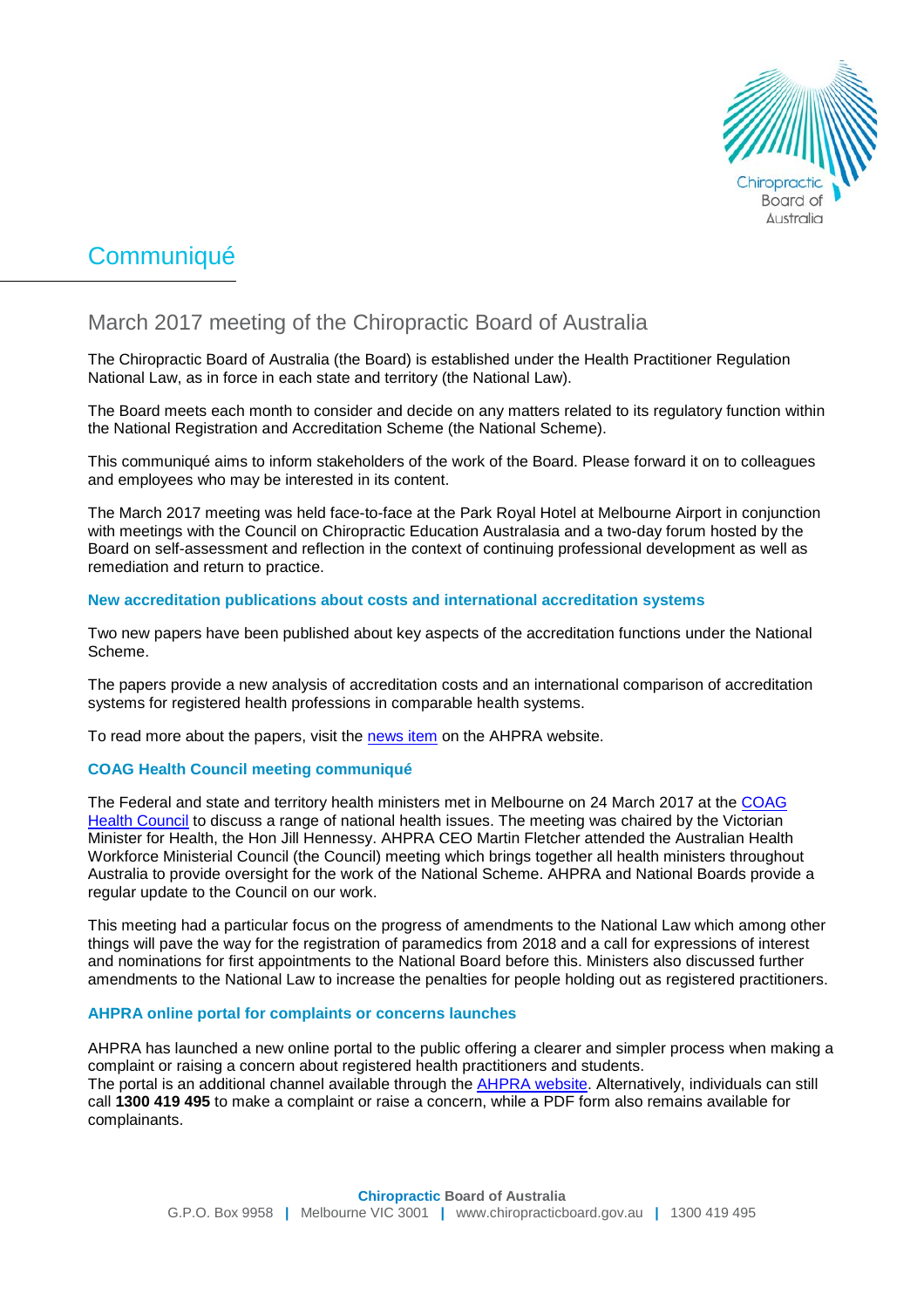# Communiqué

## March 2017 meeting of the Chiropractic Board of Australia

The Chiropractic Board of Australia (the Board) is established under the Health Practitioner Regulation National Law, as in force in each state and territory (the National Law).

The Board meets each month to consider and decide on any matters related to its regulatory function within the National Registration and Accreditation Scheme (the National Scheme).

This communiqué aims to inform stakeholders of the work of the Board. Please forward it on to colleagues and employees who may be interested in its content.

The March 2017 meeting was held face-to-face at the Park Royal Hotel at Melbourne Airport in conjunction with meetings with the Council on Chiropractic Education Australasia and a two-day forum hosted by the Board on self-assessment and reflection in the context of continuing professional development as well as remediation and return to practice.

### New accreditation publications about costs and international accreditation systems

Two new papers have been published about key aspects of the accreditation functions under the National Scheme.

The papers provide a new analysis of accreditation costs and an international comparison of accreditation systems for registered health professions in comparable health systems.

To read more about the papers, visit the news item on the AHPRA website.

### COAG Health Council meeting communiqué

The Federal and state and territory health ministers met in Melbourne on 24 March 2017 at the COAG Health Council to discuss a range of national health issues. The meeting was chaired by the Victorian Minister for Health, the Hon Jill Hennessy. AHPRA CEO Martin Fletcher attended the Australian Health Workforce Ministerial Council (the Council) meeting which brings together all health ministers throughout Australia to provide oversight for the work of the National Scheme. AHPRA and National Boards provide a regular update to the Council on our work.

This meeting had a particular focus on the progress of amendments to the National Law which among other things will pave the way for the registration of paramedics from 2018 and a call for expressions of interest and nominations for first appointments to the National Board before this. Ministers also discussed further amendments to the National Law to increase the penalties for people holding out as registered practitioners.

### AHPRA online portal for complaints or concerns launches

AHPRA has launched a new online portal to the public offering a clearer and simpler process when making a complaint or raising a concern about registered health practitioners and students.
The portal is an additional channel available through the AHPRA website. Alternatively, individuals can still call **1300 419 495** to make a complaint or raise a concern, while a PDF form also remains available for complainants.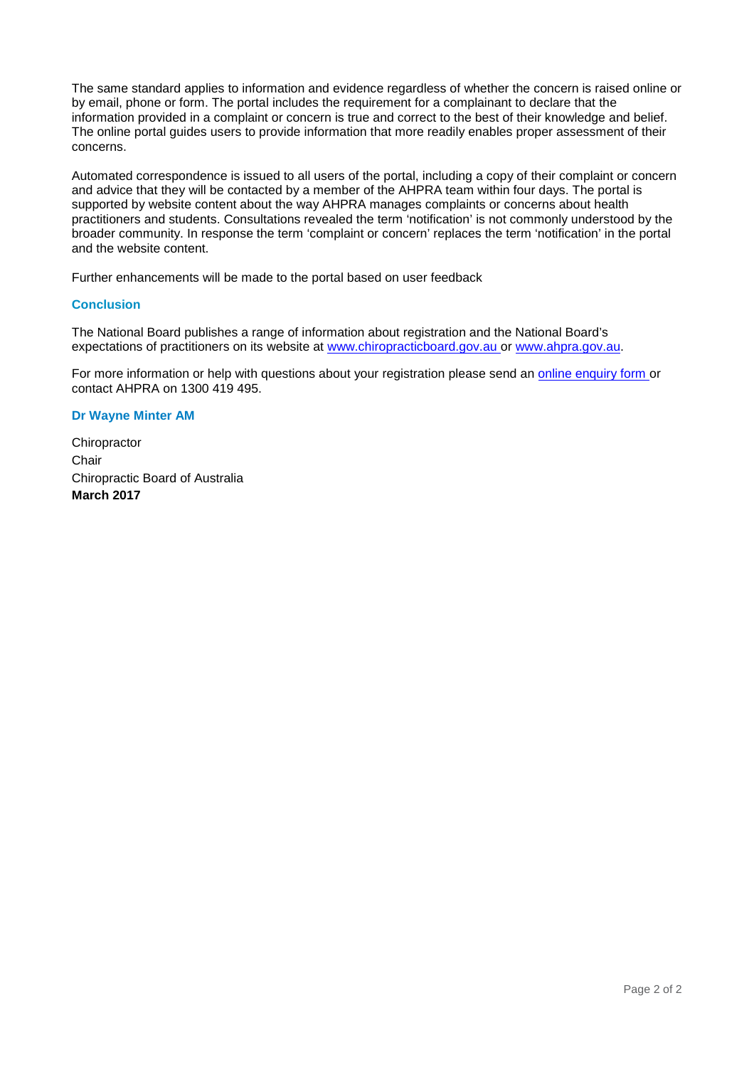The same standard applies to information and evidence regardless of whether the concern is raised online or by email, phone or form. The portal includes the requirement for a complainant to declare that the information provided in a complaint or concern is true and correct to the best of their knowledge and belief. The online portal guides users to provide information that more readily enables proper assessment of their concerns.

Automated correspondence is issued to all users of the portal, including a copy of their complaint or concern and advice that they will be contacted by a member of the AHPRA team within four days. The portal is supported by website content about the way AHPRA manages complaints or concerns about health practitioners and students. Consultations revealed the term 'notification' is not commonly understood by the broader community. In response the term 'complaint or concern' replaces the term 'notification' in the portal and the website content.

Further enhancements will be made to the portal based on user feedback

## Conclusion

The National Board publishes a range of information about registration and the National Board's expectations of practitioners on its website at [www.chiropracticboard.gov.au](www.chiropracticboard.gov.au) or [www.ahpra.gov.au](www.ahpra.gov.au).

For more information or help with questions about your registration please send an [online enquiry form](online enquiry form) or contact AHPRA on 1300 419 495.

## Dr Wayne Minter AM

Chiropractor
Chair
Chiropractic Board of Australia
**March 2017**